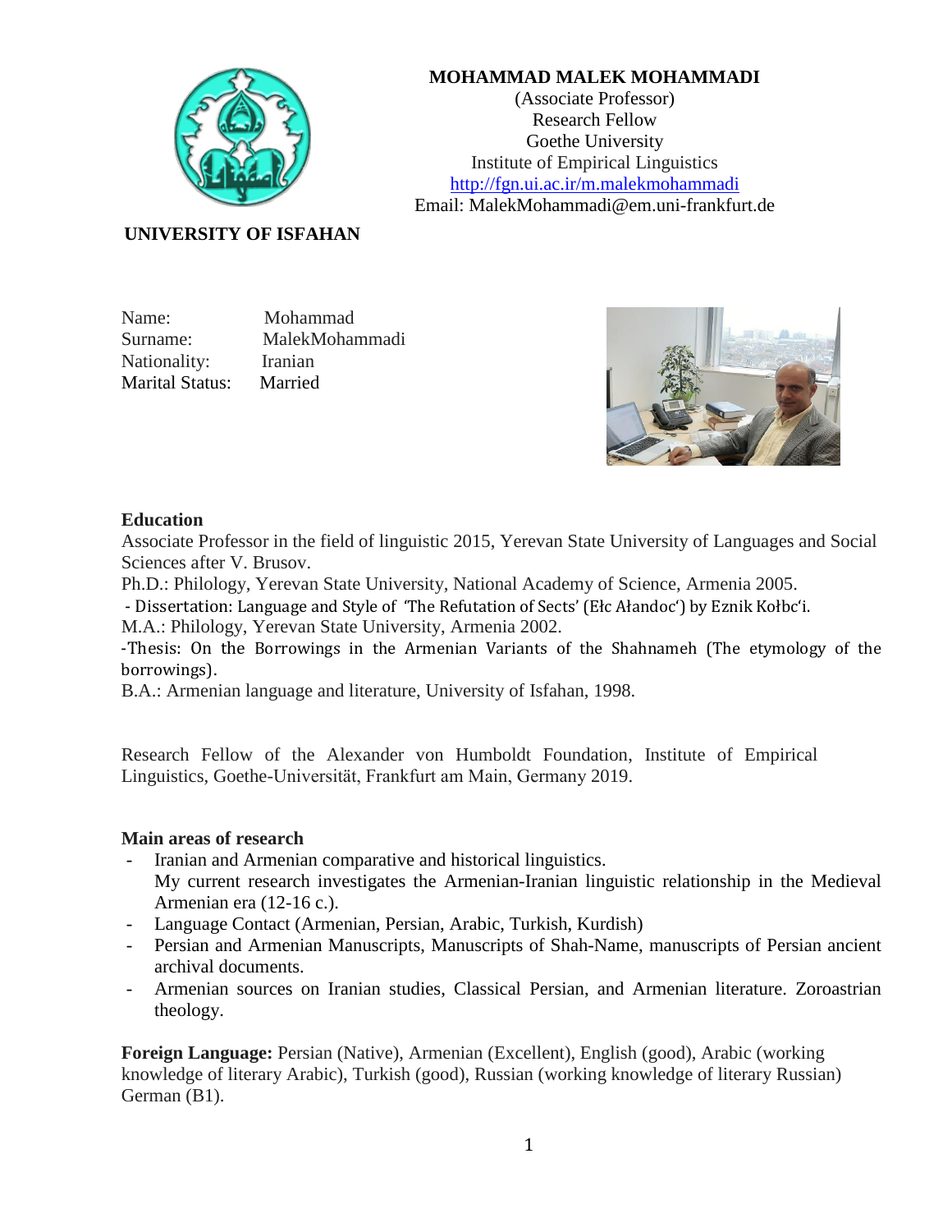# MOHAMMAD MALEK MOHAMMADI

(Associate Professor)
Research Fellow
Goethe University
Institute of Empirical Linguistics
http://fgn.ui.ac.ir/m.malekmohammadi
Email: MalekMohammadi@em.uni-frankfurt.de

**UNIVERSITY OF ISFAHAN**

| | |
|---|---|
| Name: | Mohammad |
| Surname: | MalekMohammadi |
| Nationality: | Iranian |
| Marital Status: | Married |

## Education

Associate Professor in the field of linguistic 2015, Yerevan State University of Languages and Social Sciences after V. Brusov.

Ph.D.: Philology, Yerevan State University, National Academy of Science, Armenia 2005.

- Dissertation: Language and Style of 'The Refutation of Sects' (Ełc Ałandoc') by Eznik Kołbc'i.

M.A.: Philology, Yerevan State University, Armenia 2002.

-Thesis: On the Borrowings in the Armenian Variants of the Shahnameh (The etymology of the borrowings).

B.A.: Armenian language and literature, University of Isfahan, 1998.

Research Fellow of the Alexander von Humboldt Foundation, Institute of Empirical Linguistics, Goethe-Universität, Frankfurt am Main, Germany 2019.

## Main areas of research

- Iranian and Armenian comparative and historical linguistics.
  My current research investigates the Armenian-Iranian linguistic relationship in the Medieval Armenian era (12-16 c.).
- Language Contact (Armenian, Persian, Arabic, Turkish, Kurdish)
- Persian and Armenian Manuscripts, Manuscripts of Shah-Name, manuscripts of Persian ancient archival documents.
- Armenian sources on Iranian studies, Classical Persian, and Armenian literature. Zoroastrian theology.

**Foreign Language:** Persian (Native), Armenian (Excellent), English (good), Arabic (working knowledge of literary Arabic), Turkish (good), Russian (working knowledge of literary Russian) German (B1).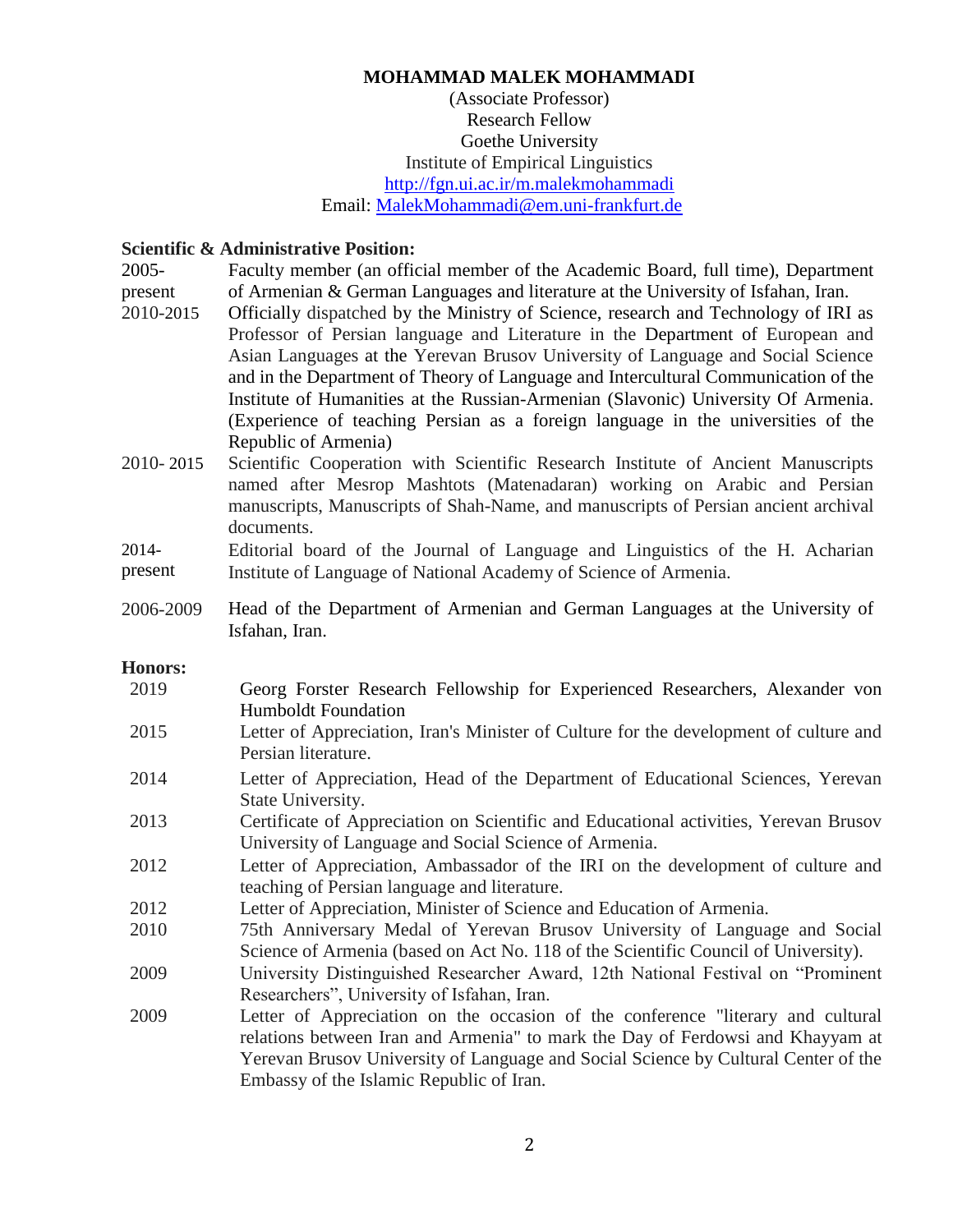**MOHAMMAD MALEK MOHAMMADI**

(Associate Professor)
Research Fellow
Goethe University
Institute of Empirical Linguistics
http://fgn.ui.ac.ir/m.malekmohammadi
Email: MalekMohammadi@em.uni-frankfurt.de

**Scientific & Administrative Position:**

| | |
|---|---|
| 2005-present | Faculty member (an official member of the Academic Board, full time), Department of Armenian & German Languages and literature at the University of Isfahan, Iran. |
| 2010-2015 | Officially dispatched by the Ministry of Science, research and Technology of IRI as Professor of Persian language and Literature in the Department of European and Asian Languages at the Yerevan Brusov University of Language and Social Science and in the Department of Theory of Language and Intercultural Communication of the Institute of Humanities at the Russian-Armenian (Slavonic) University Of Armenia. (Experience of teaching Persian as a foreign language in the universities of the Republic of Armenia) |
| 2010- 2015 | Scientific Cooperation with Scientific Research Institute of Ancient Manuscripts named after Mesrop Mashtots (Matenadaran) working on Arabic and Persian manuscripts, Manuscripts of Shah-Name, and manuscripts of Persian ancient archival documents. |
| 2014-present | Editorial board of the Journal of Language and Linguistics of the H. Acharian Institute of Language of National Academy of Science of Armenia. |
| 2006-2009 | Head of the Department of Armenian and German Languages at the University of Isfahan, Iran. |

**Honors:**

| | |
|---|---|
| 2019 | Georg Forster Research Fellowship for Experienced Researchers, Alexander von Humboldt Foundation |
| 2015 | Letter of Appreciation, Iran's Minister of Culture for the development of culture and Persian literature. |
| 2014 | Letter of Appreciation, Head of the Department of Educational Sciences, Yerevan State University. |
| 2013 | Certificate of Appreciation on Scientific and Educational activities, Yerevan Brusov University of Language and Social Science of Armenia. |
| 2012 | Letter of Appreciation, Ambassador of the IRI on the development of culture and teaching of Persian language and literature. |
| 2012 | Letter of Appreciation, Minister of Science and Education of Armenia. |
| 2010 | 75th Anniversary Medal of Yerevan Brusov University of Language and Social Science of Armenia (based on Act No. 118 of the Scientific Council of University). |
| 2009 | University Distinguished Researcher Award, 12th National Festival on “Prominent Researchers”, University of Isfahan, Iran. |
| 2009 | Letter of Appreciation on the occasion of the conference "literary and cultural relations between Iran and Armenia" to mark the Day of Ferdowsi and Khayyam at Yerevan Brusov University of Language and Social Science by Cultural Center of the Embassy of the Islamic Republic of Iran. |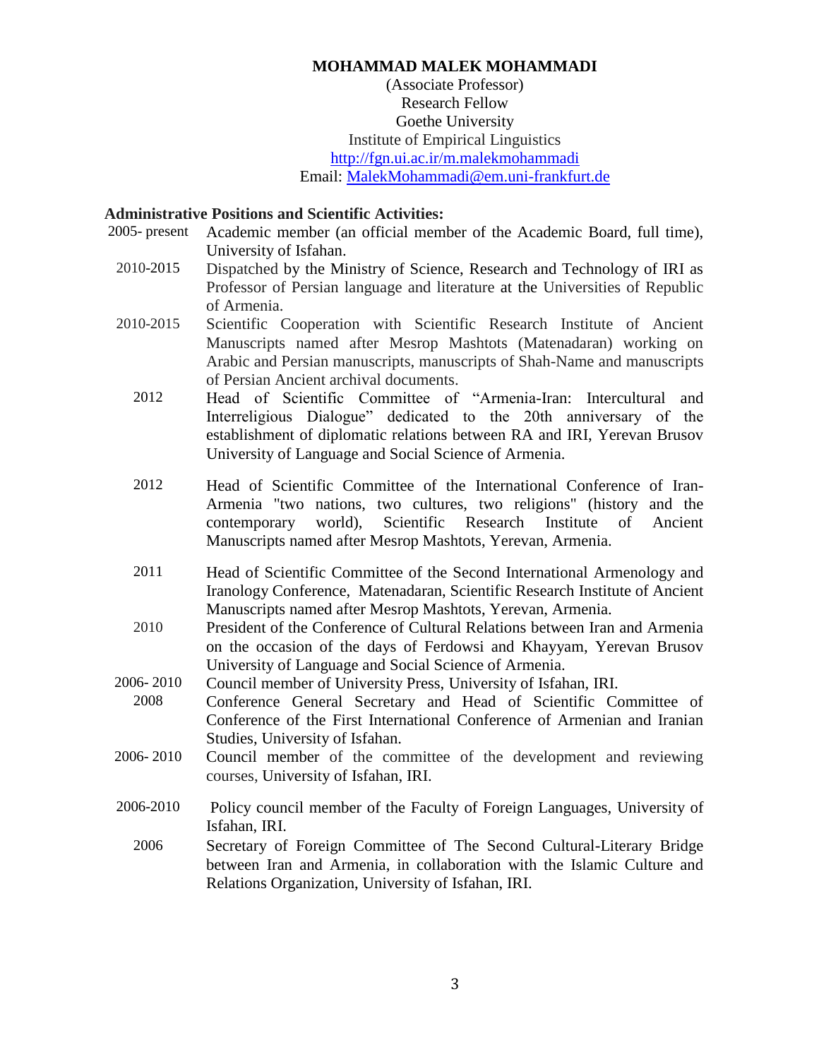**MOHAMMAD MALEK MOHAMMADI**

(Associate Professor)
Research Fellow
Goethe University
Institute of Empirical Linguistics
http://fgn.ui.ac.ir/m.malekmohammadi
Email: MalekMohammadi@em.uni-frankfurt.de

**Administrative Positions and Scientific Activities:**

| | |
|---|---|
| 2005- present | Academic member (an official member of the Academic Board, full time), University of Isfahan. |
| 2010-2015 | Dispatched by the Ministry of Science, Research and Technology of IRI as Professor of Persian language and literature at the Universities of Republic of Armenia. |
| 2010-2015 | Scientific Cooperation with Scientific Research Institute of Ancient Manuscripts named after Mesrop Mashtots (Matenadaran) working on Arabic and Persian manuscripts, manuscripts of Shah-Name and manuscripts of Persian Ancient archival documents. |
| 2012 | Head of Scientific Committee of "Armenia-Iran: Intercultural and Interreligious Dialogue" dedicated to the 20th anniversary of the establishment of diplomatic relations between RA and IRI, Yerevan Brusov University of Language and Social Science of Armenia. |
| 2012 | Head of Scientific Committee of the International Conference of Iran-Armenia "two nations, two cultures, two religions" (history and the contemporary world), Scientific Research Institute of Ancient Manuscripts named after Mesrop Mashtots, Yerevan, Armenia. |
| 2011 | Head of Scientific Committee of the Second International Armenology and Iranology Conference, Matenadaran, Scientific Research Institute of Ancient Manuscripts named after Mesrop Mashtots, Yerevan, Armenia. |
| 2010 | President of the Conference of Cultural Relations between Iran and Armenia on the occasion of the days of Ferdowsi and Khayyam, Yerevan Brusov University of Language and Social Science of Armenia. |
| 2006- 2010 | Council member of University Press, University of Isfahan, IRI. |
| 2008 | Conference General Secretary and Head of Scientific Committee of Conference of the First International Conference of Armenian and Iranian Studies, University of Isfahan. |
| 2006- 2010 | Council member of the committee of the development and reviewing courses, University of Isfahan, IRI. |
| 2006-2010 | Policy council member of the Faculty of Foreign Languages, University of Isfahan, IRI. |
| 2006 | Secretary of Foreign Committee of The Second Cultural-Literary Bridge between Iran and Armenia, in collaboration with the Islamic Culture and Relations Organization, University of Isfahan, IRI. |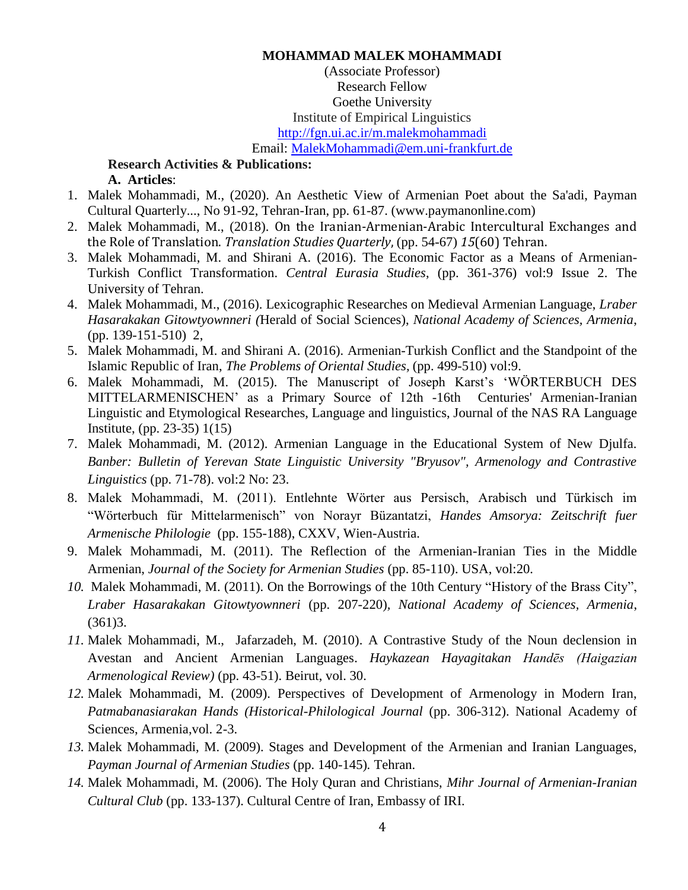**MOHAMMAD MALEK MOHAMMADI**

(Associate Professor)
Research Fellow
Goethe University
Institute of Empirical Linguistics
http://fgn.ui.ac.ir/m.malekmohammadi
Email: MalekMohammadi@em.uni-frankfurt.de

**Research Activities & Publications:**

**A. Articles**:

1. Malek Mohammadi, M., (2020). An Aesthetic View of Armenian Poet about the Sa'adi, Payman Cultural Quarterly..., No 91-92, Tehran-Iran, pp. 61-87. (www.paymanonline.com)
2. Malek Mohammadi, M., (2018). On the Iranian-Armenian-Arabic Intercultural Exchanges and the Role of Translation. *Translation Studies Quarterly,* (pp. 54-67) *15*(60) Tehran.
3. Malek Mohammadi, M. and Shirani A. (2016). The Economic Factor as a Means of Armenian-Turkish Conflict Transformation. *Central Eurasia Studies*, (pp. 361-376) vol:9 Issue 2. The University of Tehran.
4. Malek Mohammadi, M., (2016). Lexicographic Researches on Medieval Armenian Language, *Lraber Hasarakakan Gitowtyownneri (*Herald of Social Sciences), *National Academy of Sciences*, *Armenia*, (pp. 139-151-510) 2,
5. Malek Mohammadi, M. and Shirani A. (2016). Armenian-Turkish Conflict and the Standpoint of the Islamic Republic of Iran, *The Problems of Oriental Studies*, (pp. 499-510) vol:9.
6. Malek Mohammadi, M. (2015). The Manuscript of Joseph Karst's 'WÖRTERBUCH DES MITTELARMENISCHEN' as a Primary Source of 12th -16th Centuries' Armenian-Iranian Linguistic and Etymological Researches, Language and linguistics, Journal of the NAS RA Language Institute, (pp. 23-35) 1(15)
7. Malek Mohammadi, M. (2012). Armenian Language in the Educational System of New Djulfa. *Banber: Bulletin of Yerevan State Linguistic University "Bryusov", Armenology and Contrastive Linguistics* (pp. 71-78). vol:2 No: 23.
8. Malek Mohammadi, M. (2011). Entlehnte Wörter aus Persisch, Arabisch und Türkisch im "Wörterbuch für Mittelarmenisch" von Norayr Büzantatzi, *Handes Amsorya: Zeitschrift fuer Armenische Philologie* (pp. 155-188), CXXV, Wien-Austria.
9. Malek Mohammadi, M. (2011). The Reflection of the Armenian-Iranian Ties in the Middle Armenian, *Journal of the Society for Armenian Studies* (pp. 85-110). USA, vol:20.
10. Malek Mohammadi, M. (2011). On the Borrowings of the 10th Century "History of the Brass City", *Lraber Hasarakakan Gitowtyownneri* (pp. 207-220), *National Academy of Sciences, Armenia*, (361)3.
11. Malek Mohammadi, M., Jafarzadeh, M. (2010). A Contrastive Study of the Noun declension in Avestan and Ancient Armenian Languages. *Haykazean Hayagitakan Handēs (Haigazian Armenological Review)* (pp. 43-51). Beirut, vol. 30.
12. Malek Mohammadi, M. (2009). Perspectives of Development of Armenology in Modern Iran, *Patmabanasiarakan Hands (Historical-Philological Journal* (pp. 306-312). National Academy of Sciences, Armenia,vol. 2-3.
13. Malek Mohammadi, M. (2009). Stages and Development of the Armenian and Iranian Languages, *Payman Journal of Armenian Studies* (pp. 140-145)*.* Tehran.
14. Malek Mohammadi, M. (2006). The Holy Quran and Christians, *Mihr Journal of Armenian-Iranian Cultural Club* (pp. 133-137). Cultural Centre of Iran, Embassy of IRI.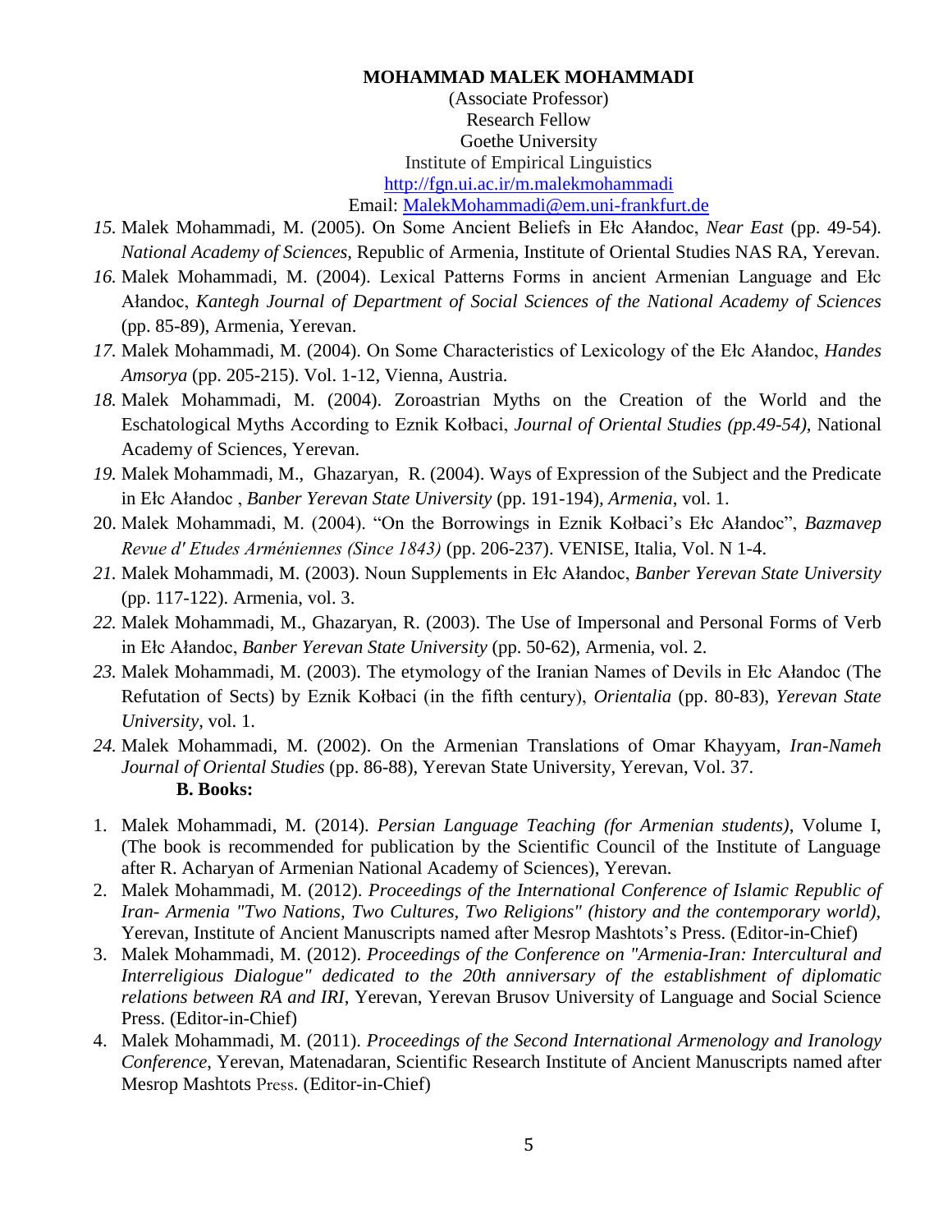**MOHAMMAD MALEK MOHAMMADI**

(Associate Professor)
Research Fellow
Goethe University
Institute of Empirical Linguistics
http://fgn.ui.ac.ir/m.malekmohammadi
Email: MalekMohammadi@em.uni-frankfurt.de

15. Malek Mohammadi, M. (2005). On Some Ancient Beliefs in Ełc Ałandoc, *Near East* (pp. 49-54). *National Academy of Sciences,* Republic of Armenia, Institute of Oriental Studies NAS RA, Yerevan.
16. Malek Mohammadi, M. (2004). Lexical Patterns Forms in ancient Armenian Language and Ełc Ałandoc, *Kantegh Journal of Department of Social Sciences of the National Academy of Sciences* (pp. 85-89), Armenia, Yerevan.
17. Malek Mohammadi, M. (2004). On Some Characteristics of Lexicology of the Ełc Ałandoc, *Handes Amsorya* (pp. 205-215). Vol. 1-12, Vienna, Austria.
18. Malek Mohammadi, M. (2004). Zoroastrian Myths on the Creation of the World and the Eschatological Myths According to Eznik Kołbaci, *Journal of Oriental Studies (pp.49-54)*, National Academy of Sciences, Yerevan.
19. Malek Mohammadi, M., Ghazaryan, R. (2004). Ways of Expression of the Subject and the Predicate in Ełc Ałandoc , *Banber Yerevan State University* (pp. 191-194), *Armenia*, vol. 1.
20. Malek Mohammadi, M. (2004). "On the Borrowings in Eznik Kołbaci's Ełc Ałandoc", *Bazmavep Revue d' Etudes Arméniennes (Since 1843)* (pp. 206-237). VENISE, Italia, Vol. N 1-4.
21. Malek Mohammadi, M. (2003). Noun Supplements in Ełc Ałandoc, *Banber Yerevan State University* (pp. 117-122). Armenia, vol. 3.
22. Malek Mohammadi, M., Ghazaryan, R. (2003). The Use of Impersonal and Personal Forms of Verb in Ełc Ałandoc, *Banber Yerevan State University* (pp. 50-62), Armenia, vol. 2.
23. Malek Mohammadi, M. (2003). The etymology of the Iranian Names of Devils in Ełc Ałandoc (The Refutation of Sects) by Eznik Kołbaci (in the fifth century), *Orientalia* (pp. 80-83), *Yerevan State University*, vol. 1.
24. Malek Mohammadi, M. (2002). On the Armenian Translations of Omar Khayyam, *Iran-Nameh Journal of Oriental Studies* (pp. 86-88), Yerevan State University, Yerevan, Vol. 37.

**B. Books:**

1. Malek Mohammadi, M. (2014). *Persian Language Teaching (for Armenian students)*, Volume I, (The book is recommended for publication by the Scientific Council of the Institute of Language after R. Acharyan of Armenian National Academy of Sciences), Yerevan.
2. Malek Mohammadi, M. (2012). *Proceedings of the International Conference of Islamic Republic of Iran- Armenia "Two Nations, Two Cultures, Two Religions" (history and the contemporary world)*, Yerevan, Institute of Ancient Manuscripts named after Mesrop Mashtots's Press. (Editor-in-Chief)
3. Malek Mohammadi, M. (2012). *Proceedings of the Conference on "Armenia-Iran: Intercultural and Interreligious Dialogue" dedicated to the 20th anniversary of the establishment of diplomatic relations between RA and IRI*, Yerevan, Yerevan Brusov University of Language and Social Science Press. (Editor-in-Chief)
4. Malek Mohammadi, M. (2011). *Proceedings of the Second International Armenology and Iranology Conference*, Yerevan, Matenadaran, Scientific Research Institute of Ancient Manuscripts named after Mesrop Mashtots Press. (Editor-in-Chief)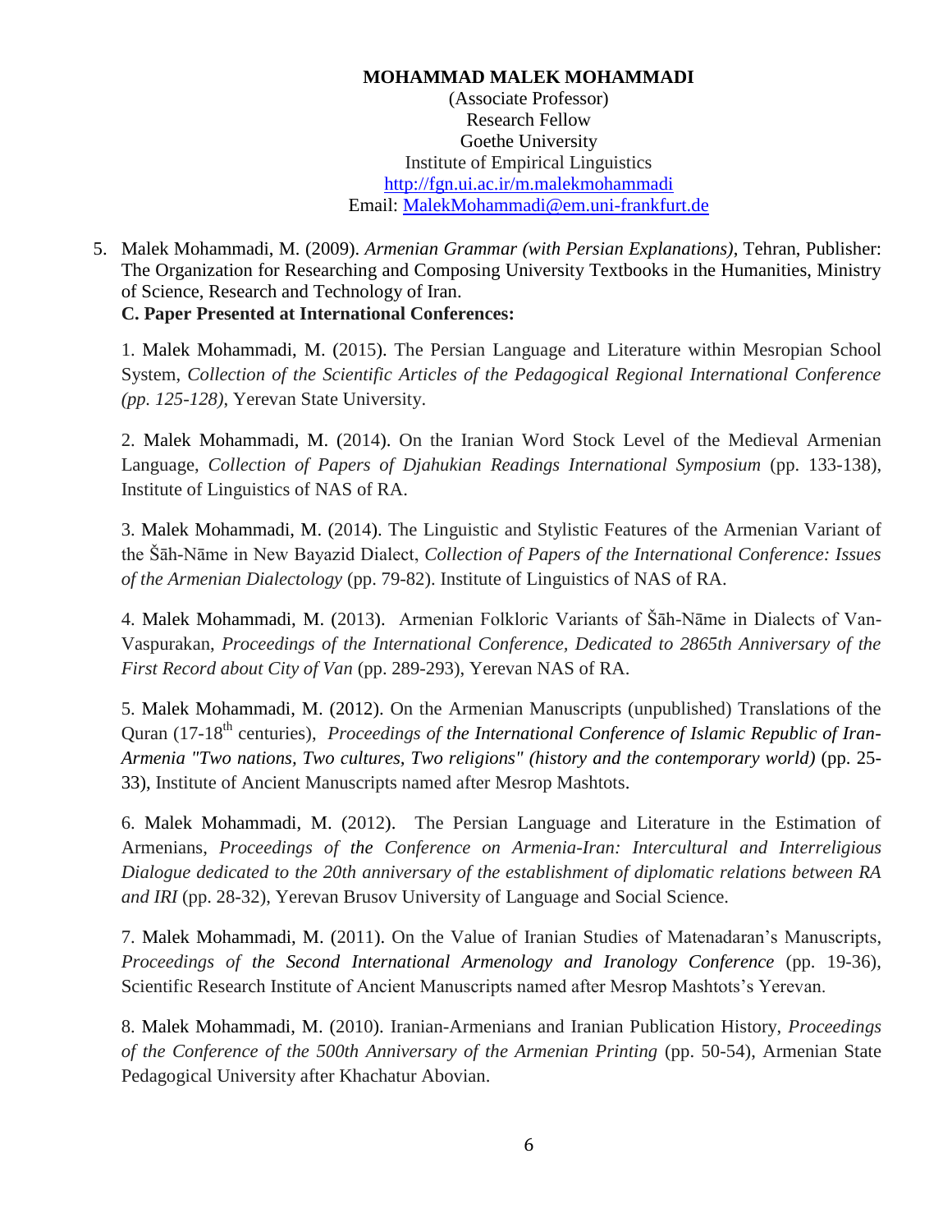**MOHAMMAD MALEK MOHAMMADI**
(Associate Professor)
Research Fellow
Goethe University
Institute of Empirical Linguistics
http://fgn.ui.ac.ir/m.malekmohammadi
Email: MalekMohammadi@em.uni-frankfurt.de

5. Malek Mohammadi, M. (2009). *Armenian Grammar (with Persian Explanations)*, Tehran, Publisher: The Organization for Researching and Composing University Textbooks in the Humanities, Ministry of Science, Research and Technology of Iran.

**C. Paper Presented at International Conferences:**

1. Malek Mohammadi, M. (2015). The Persian Language and Literature within Mesropian School System, *Collection of the Scientific Articles of the Pedagogical Regional International Conference (pp. 125-128)*, Yerevan State University.

2. Malek Mohammadi, M. (2014). On the Iranian Word Stock Level of the Medieval Armenian Language, *Collection of Papers of Djahukian Readings International Symposium* (pp. 133-138), Institute of Linguistics of NAS of RA.

3. Malek Mohammadi, M. (2014). The Linguistic and Stylistic Features of the Armenian Variant of the Šāh-Nāme in New Bayazid Dialect, *Collection of Papers of the International Conference: Issues of the Armenian Dialectology* (pp. 79-82). Institute of Linguistics of NAS of RA.

4. Malek Mohammadi, M. (2013). Armenian Folkloric Variants of Šāh-Nāme in Dialects of Van-Vaspurakan, *Proceedings of the International Conference, Dedicated to 2865th Anniversary of the First Record about City of Van* (pp. 289-293), Yerevan NAS of RA.

5. Malek Mohammadi, M. (2012). On the Armenian Manuscripts (unpublished) Translations of the Quran (17-18th centuries), *Proceedings of the International Conference of Islamic Republic of Iran-Armenia "Two nations, Two cultures, Two religions" (history and the contemporary world)* (pp. 25-33), Institute of Ancient Manuscripts named after Mesrop Mashtots.

6. Malek Mohammadi, M. (2012). The Persian Language and Literature in the Estimation of Armenians, *Proceedings of the Conference on Armenia-Iran: Intercultural and Interreligious Dialogue dedicated to the 20th anniversary of the establishment of diplomatic relations between RA and IRI* (pp. 28-32), Yerevan Brusov University of Language and Social Science.

7. Malek Mohammadi, M. (2011). On the Value of Iranian Studies of Matenadaran's Manuscripts, *Proceedings of the Second International Armenology and Iranology Conference* (pp. 19-36), Scientific Research Institute of Ancient Manuscripts named after Mesrop Mashtots's Yerevan.

8. Malek Mohammadi, M. (2010). Iranian-Armenians and Iranian Publication History, *Proceedings of the Conference of the 500th Anniversary of the Armenian Printing* (pp. 50-54), Armenian State Pedagogical University after Khachatur Abovian.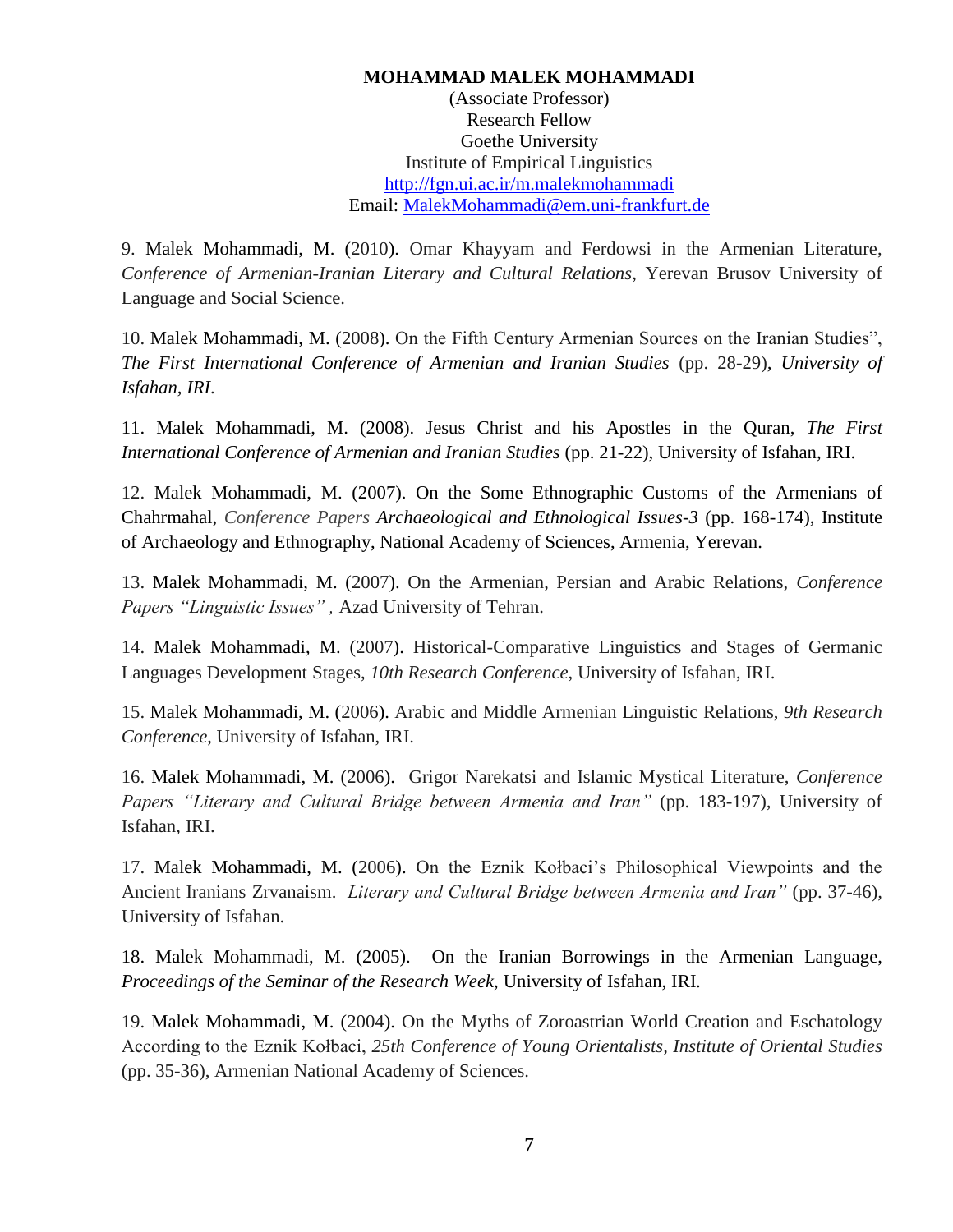**MOHAMMAD MALEK MOHAMMADI**
(Associate Professor)
Research Fellow
Goethe University
Institute of Empirical Linguistics
http://fgn.ui.ac.ir/m.malekmohammadi
Email: MalekMohammadi@em.uni-frankfurt.de

9. Malek Mohammadi, M. (2010). Omar Khayyam and Ferdowsi in the Armenian Literature, *Conference of Armenian-Iranian Literary and Cultural Relations*, Yerevan Brusov University of Language and Social Science.

10. Malek Mohammadi, M. (2008). On the Fifth Century Armenian Sources on the Iranian Studies", *The First International Conference of Armenian and Iranian Studies* (pp. 28-29), *University of Isfahan, IRI*.

11. Malek Mohammadi, M. (2008). Jesus Christ and his Apostles in the Quran, *The First International Conference of Armenian and Iranian Studies* (pp. 21-22), University of Isfahan, IRI.

12. Malek Mohammadi, M. (2007). On the Some Ethnographic Customs of the Armenians of Chahrmahal, *Conference Papers Archaeological and Ethnological Issues-3* (pp. 168-174), Institute of Archaeology and Ethnography, National Academy of Sciences, Armenia, Yerevan.

13. Malek Mohammadi, M. (2007). On the Armenian, Persian and Arabic Relations, *Conference Papers "Linguistic Issues" ,* Azad University of Tehran.

14. Malek Mohammadi, M. (2007). Historical-Comparative Linguistics and Stages of Germanic Languages Development Stages, *10th Research Conference*, University of Isfahan, IRI.

15. Malek Mohammadi, M. (2006). Arabic and Middle Armenian Linguistic Relations, *9th Research Conference*, University of Isfahan, IRI.

16. Malek Mohammadi, M. (2006). Grigor Narekatsi and Islamic Mystical Literature, *Conference Papers "Literary and Cultural Bridge between Armenia and Iran"* (pp. 183-197), University of Isfahan, IRI.

17. Malek Mohammadi, M. (2006). On the Eznik Kołbaci's Philosophical Viewpoints and the Ancient Iranians Zrvanaism. *Literary and Cultural Bridge between Armenia and Iran"* (pp. 37-46), University of Isfahan.

18. Malek Mohammadi, M. (2005). On the Iranian Borrowings in the Armenian Language, *Proceedings of the Seminar of the Research Week*, University of Isfahan, IRI.

19. Malek Mohammadi, M. (2004). On the Myths of Zoroastrian World Creation and Eschatology According to the Eznik Kołbaci, *25th Conference of Young Orientalists, Institute of Oriental Studies* (pp. 35-36), Armenian National Academy of Sciences.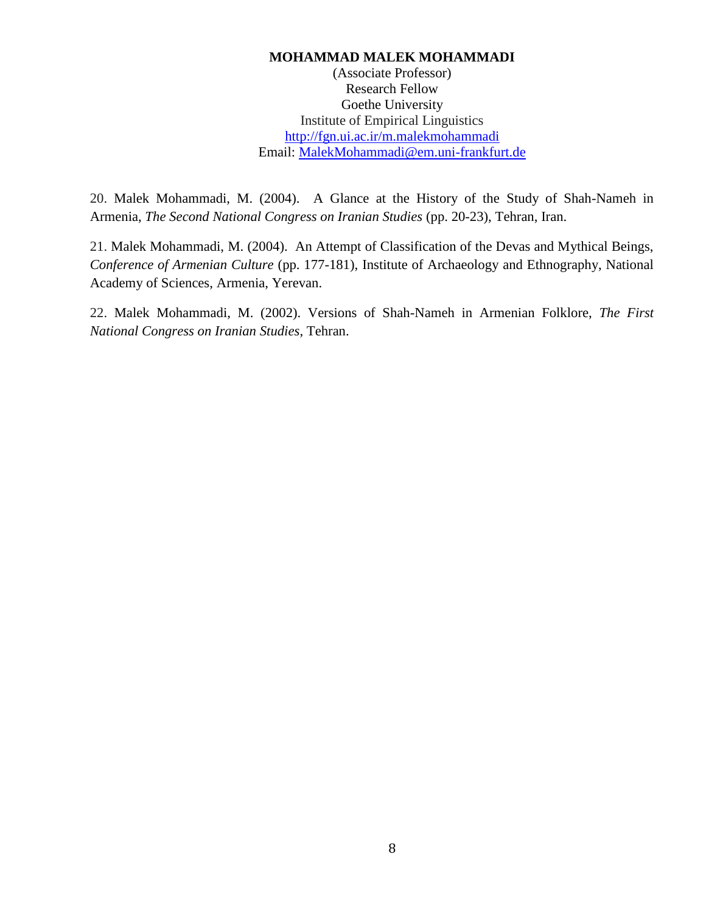**MOHAMMAD MALEK MOHAMMADI**

(Associate Professor)
Research Fellow
Goethe University
Institute of Empirical Linguistics
http://fgn.ui.ac.ir/m.malekmohammadi
Email: MalekMohammadi@em.uni-frankfurt.de

20. Malek Mohammadi, M. (2004). A Glance at the History of the Study of Shah-Nameh in Armenia, *The Second National Congress on Iranian Studies* (pp. 20-23), Tehran, Iran.

21. Malek Mohammadi, M. (2004). An Attempt of Classification of the Devas and Mythical Beings, *Conference of Armenian Culture* (pp. 177-181), Institute of Archaeology and Ethnography, National Academy of Sciences, Armenia, Yerevan.

22. Malek Mohammadi, M. (2002). Versions of Shah-Nameh in Armenian Folklore, *The First National Congress on Iranian Studies*, Tehran.